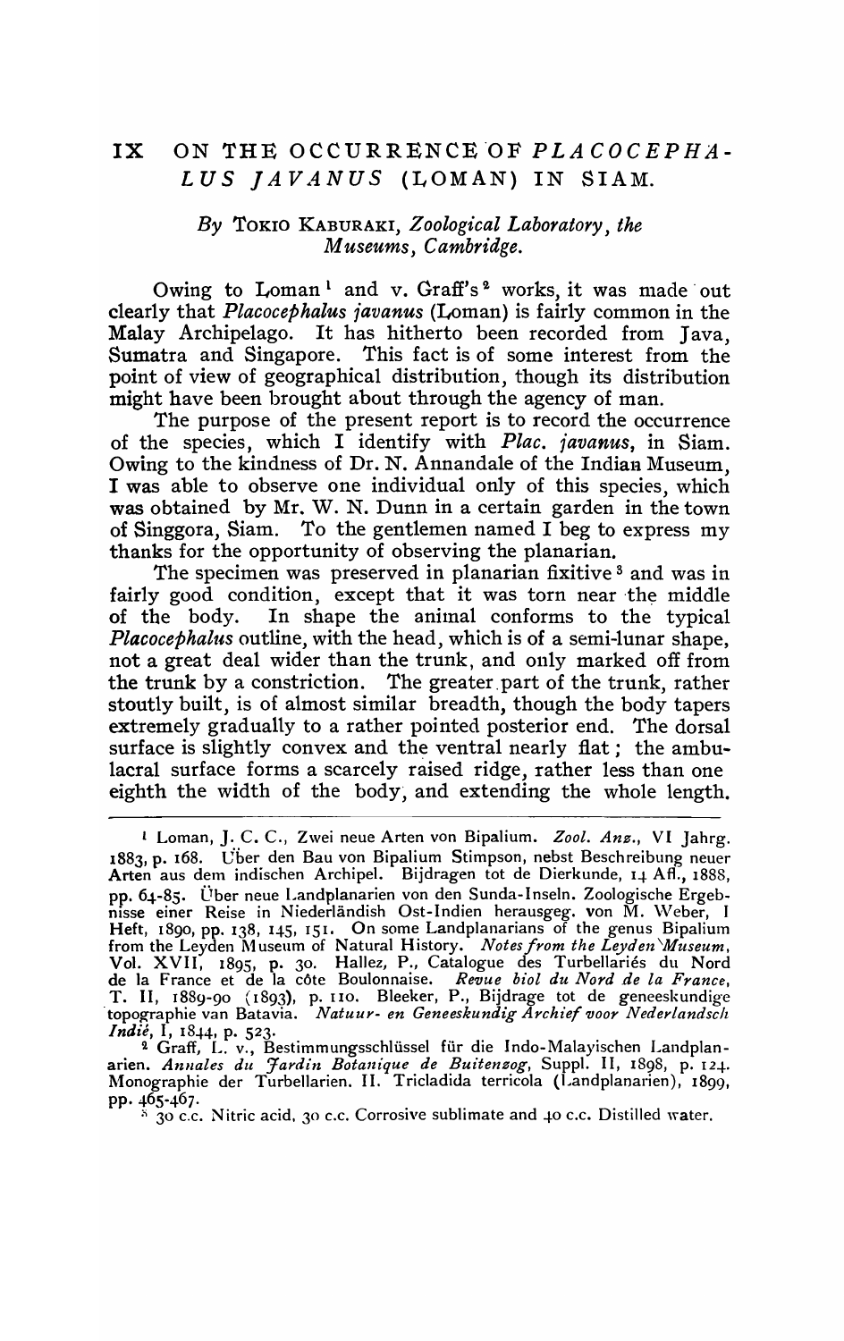# IX ON THE OCCURRENCE OF *PLACOCEPHALUS JAVANUS* (LOMAN) IN SIAM.

*By* TOKIO KABURAKI, *Zoological Laboratory, the Museums, Cambridge.*

Owing to Loman[1] and v. Graff's[2] works, it was made out clearly that *Placocephalus javanus* (Loman) is fairly common in the Malay Archipelago. It has hitherto been recorded from Java, Sumatra and Singapore. This fact is of some interest from the point of view of geographical distribution, though its distribution might have been brought about through the agency of man.

The purpose of the present report is to record the occurrence of the species, which I identify with *Plac. javanus*, in Siam. Owing to the kindness of Dr. N. Annandale of the Indian Museum, I was able to observe one individual only of this species, which was obtained by Mr. W. N. Dunn in a certain garden in the town of Singgora, Siam. To the gentlemen named I beg to express my thanks for the opportunity of observing the planarian.

The specimen was preserved in planarian fixitive[3] and was in fairly good condition, except that it was torn near the middle of the body. In shape the animal conforms to the typical *Placocephalus* outline, with the head, which is of a semi-lunar shape, not a great deal wider than the trunk, and only marked off from the trunk by a constriction. The greater part of the trunk, rather stoutly built, is of almost similar breadth, though the body tapers extremely gradually to a rather pointed posterior end. The dorsal surface is slightly convex and the ventral nearly flat; the ambulacral surface forms a scarcely raised ridge, rather less than one eighth the width of the body, and extending the whole length.

---

[1] Loman, J. C. C., Zwei neue Arten von Bipalium. *Zool. Anz.*, VI Jahrg. 1883, p. 168. Über den Bau von Bipalium Stimpson, nebst Beschreibung neuer Arten aus dem indischen Archipel. Bijdragen tot de Dierkunde, 14 Afl., 1888, pp. 64-85. Über neue Landplanarien von den Sunda-Inseln. Zoologische Ergebnisse einer Reise in Niederländish Ost-Indien herausgeg. von M. Weber, I Heft, 1890, pp. 138, 145, 151. On some Landplanarians of the genus Bipalium from the Leyden Museum of Natural History. *Notes from the Leyden Museum*, Vol. XVII, 1895, p. 30. Hallez, P., Catalogue des Turbellariés du Nord de la France et de la côte Boulonnaise. *Revue biol du Nord de la France*, T. II, 1889-90 (1893), p. 110. Bleeker, P., Bijdrage tot de geneeskundige topographie van Batavia. *Natuur- en Geneeskundig Archief voor Nederlandsch Indië*, I, 1844, p. 523.

[2] Graff, L. v., Bestimmungsschlüssel für die Indo-Malayischen Landplanarien. *Annales du Jardin Botanique de Buitenzog*, Suppl. II, 1898, p. 124. Monographie der Turbellarien. II. Tricladida terricola (Landplanarien), 1899, pp. 465-467.

[3] 30 c.c. Nitric acid, 30 c.c. Corrosive sublimate and 40 c.c. Distilled water.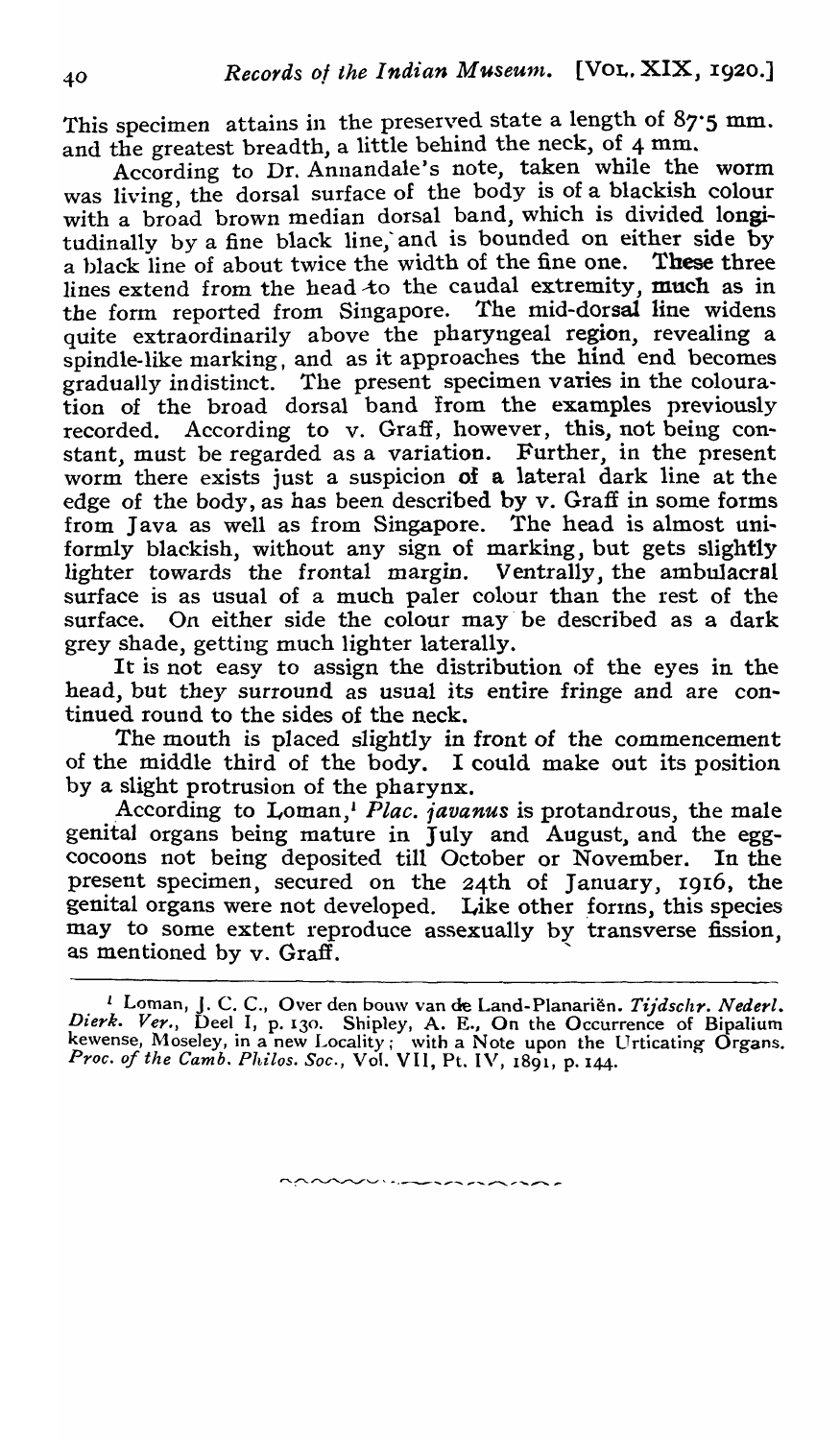This specimen attains in the preserved state a length of 87·5 mm. and the greatest breadth, a little behind the neck, of 4 mm.

According to Dr. Annandale's note, taken while the worm was living, the dorsal surface of the body is of a blackish colour with a broad brown median dorsal band, which is divided longitudinally by a fine black line, and is bounded on either side by a black line of about twice the width of the fine one. These three lines extend from the head to the caudal extremity, much as in the form reported from Singapore. The mid-dorsal line widens quite extraordinarily above the pharyngeal region, revealing a spindle-like marking, and as it approaches the hind end becomes gradually indistinct. The present specimen varies in the colouration of the broad dorsal band from the examples previously recorded. According to v. Graff, however, this, not being constant, must be regarded as a variation. Further, in the present worm there exists just a suspicion of a lateral dark line at the edge of the body, as has been described by v. Graff in some forms from Java as well as from Singapore. The head is almost uniformly blackish, without any sign of marking, but gets slightly lighter towards the frontal margin. Ventrally, the ambulacral surface is as usual of a much paler colour than the rest of the surface. On either side the colour may be described as a dark grey shade, getting much lighter laterally.

It is not easy to assign the distribution of the eyes in the head, but they surround as usual its entire fringe and are continued round to the sides of the neck.

The mouth is placed slightly in front of the commencement of the middle third of the body. I could make out its position by a slight protrusion of the pharynx.

According to Loman,[1] *Plac. javanus* is protandrous, the male genital organs being mature in July and August, and the egg-cocoons not being deposited till October or November. In the present specimen, secured on the 24th of January, 1916, the genital organs were not developed. Like other forms, this species may to some extent reproduce assexually by transverse fission, as mentioned by v. Graff.

---

[1] Loman, J. C. C., Over den bouw van de Land-Planariën. *Tijdschr. Nederl. Dierk. Ver.*, Deel I, p. 130. Shipley, A. E., On the Occurrence of Bipalium kewense, Moseley, in a new Locality; with a Note upon the Urticating Organs. *Proc. of the Camb. Philos. Soc.*, Vol. VII, Pt. IV, 1891, p. 144.